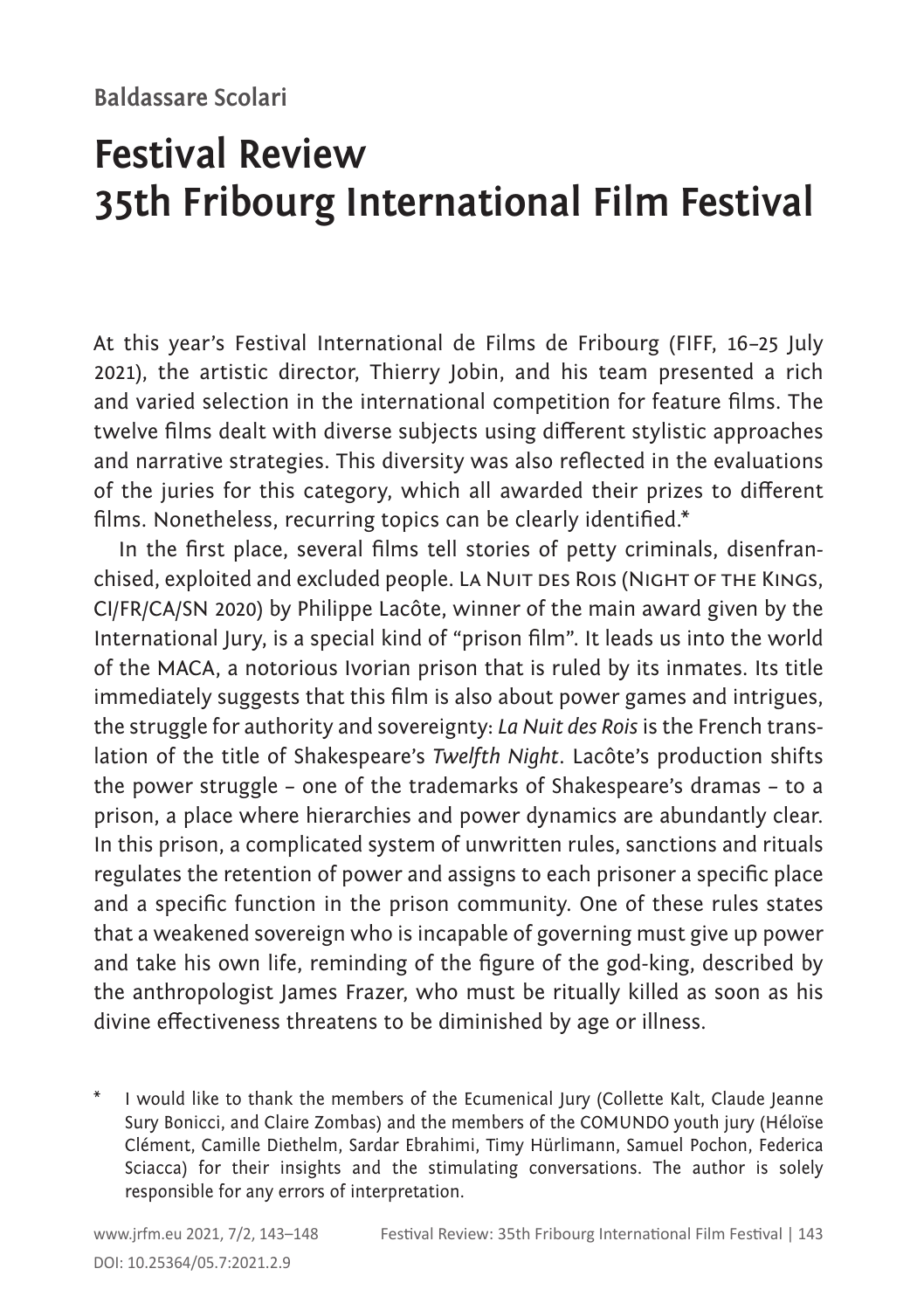Baldassare Scolari

# Festival Review 35th Fribourg International Film Festival

At this year's Festival International de Films de Fribourg (FIFF, 16–25 July 2021), the artistic director, Thierry Jobin, and his team presented a rich and varied selection in the international competition for feature films. The twelve films dealt with diverse subjects using different stylistic approaches and narrative strategies. This diversity was also reflected in the evaluations of the juries for this category, which all awarded their prizes to different films. Nonetheless, recurring topics can be clearly identified.*

In the first place, several films tell stories of petty criminals, disenfranchised, exploited and excluded people. La Nuit des Rois (Night of the Kings, CI/FR/CA/SN 2020) by Philippe Lacôte, winner of the main award given by the International Jury, is a special kind of "prison film". It leads us into the world of the MACA, a notorious Ivorian prison that is ruled by its inmates. Its title immediately suggests that this film is also about power games and intrigues, the struggle for authority and sovereignty: *La Nuit des Rois* is the French translation of the title of Shakespeare's *Twelfth Night*. Lacôte's production shifts the power struggle – one of the trademarks of Shakespeare's dramas – to a prison, a place where hierarchies and power dynamics are abundantly clear. In this prison, a complicated system of unwritten rules, sanctions and rituals regulates the retention of power and assigns to each prisoner a specific place and a specific function in the prison community. One of these rules states that a weakened sovereign who is incapable of governing must give up power and take his own life, reminding of the figure of the god-king, described by the anthropologist James Frazer, who must be ritually killed as soon as his divine effectiveness threatens to be diminished by age or illness.

\* I would like to thank the members of the Ecumenical Jury (Collette Kalt, Claude Jeanne Sury Bonicci, and Claire Zombas) and the members of the COMUNDO youth jury (Héloïse Clément, Camille Diethelm, Sardar Ebrahimi, Timy Hürlimann, Samuel Pochon, Federica Sciacca) for their insights and the stimulating conversations. The author is solely responsible for any errors of interpretation.

DOI: 10.25364/05.7:2021.2.9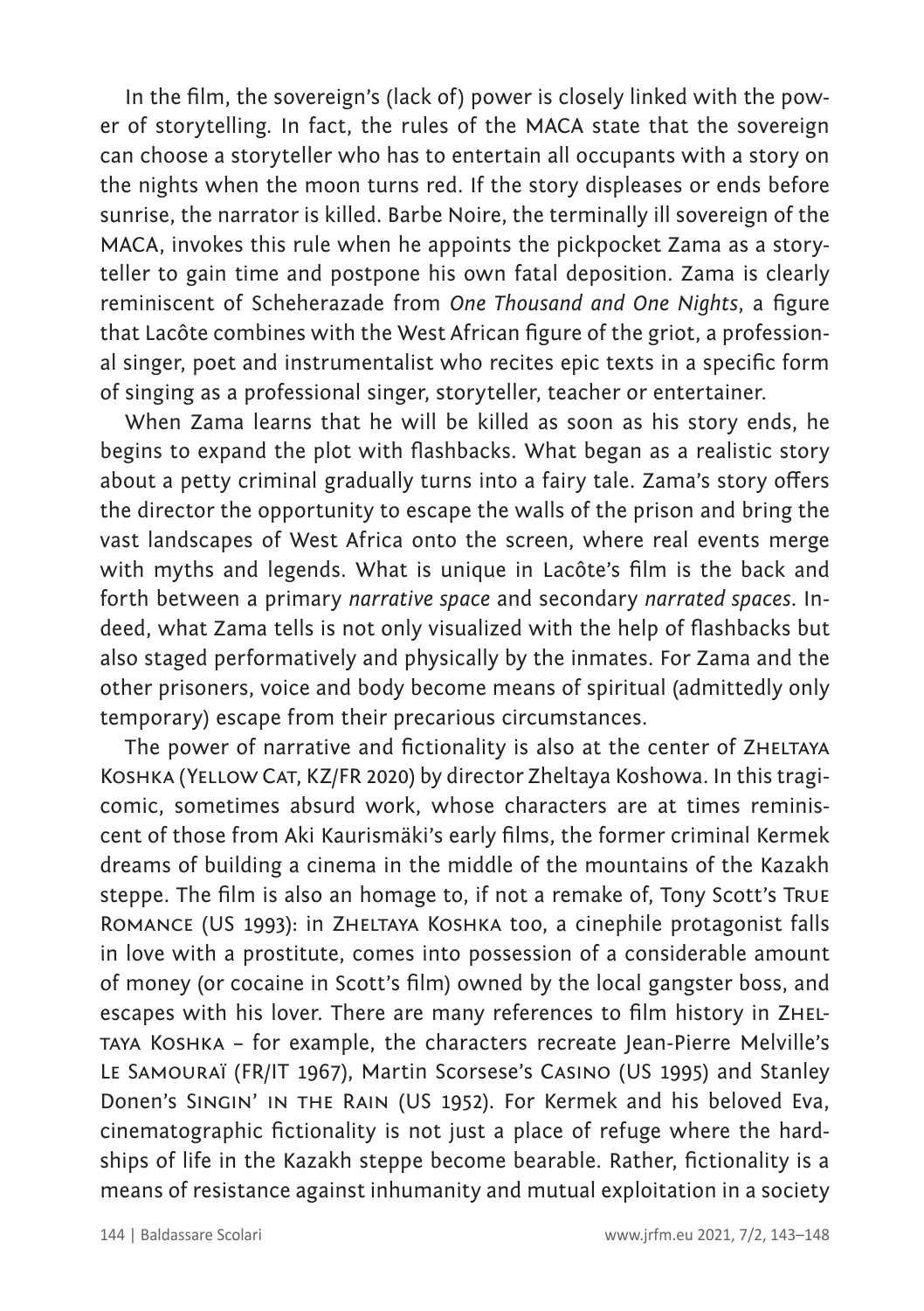In the film, the sovereign's (lack of) power is closely linked with the power of storytelling. In fact, the rules of the MACA state that the sovereign can choose a storyteller who has to entertain all occupants with a story on the nights when the moon turns red. If the story displeases or ends before sunrise, the narrator is killed. Barbe Noire, the terminally ill sovereign of the MACA, invokes this rule when he appoints the pickpocket Zama as a storyteller to gain time and postpone his own fatal deposition. Zama is clearly reminiscent of Scheherazade from *One Thousand and One Nights*, a figure that Lacôte combines with the West African figure of the griot, a professional singer, poet and instrumentalist who recites epic texts in a specific form of singing as a professional singer, storyteller, teacher or entertainer.

When Zama learns that he will be killed as soon as his story ends, he begins to expand the plot with flashbacks. What began as a realistic story about a petty criminal gradually turns into a fairy tale. Zama's story offers the director the opportunity to escape the walls of the prison and bring the vast landscapes of West Africa onto the screen, where real events merge with myths and legends. What is unique in Lacôte's film is the back and forth between a primary *narrative space* and secondary *narrated spaces*. Indeed, what Zama tells is not only visualized with the help of flashbacks but also staged performatively and physically by the inmates. For Zama and the other prisoners, voice and body become means of spiritual (admittedly only temporary) escape from their precarious circumstances.

The power of narrative and fictionality is also at the center of ZHELTAYA KOSHKA (YELLOW CAT, KZ/FR 2020) by director Zheltaya Koshowa. In this tragicomic, sometimes absurd work, whose characters are at times reminiscent of those from Aki Kaurismäki's early films, the former criminal Kermek dreams of building a cinema in the middle of the mountains of the Kazakh steppe. The film is also an homage to, if not a remake of, Tony Scott's TRUE ROMANCE (US 1993): in ZHELTAYA KOSHKA too, a cinephile protagonist falls in love with a prostitute, comes into possession of a considerable amount of money (or cocaine in Scott's film) owned by the local gangster boss, and escapes with his lover. There are many references to film history in ZHELTAYA KOSHKA – for example, the characters recreate Jean-Pierre Melville's LE SAMOURAÏ (FR/IT 1967), Martin Scorsese's CASINO (US 1995) and Stanley Donen's SINGIN' IN THE RAIN (US 1952). For Kermek and his beloved Eva, cinematographic fictionality is not just a place of refuge where the hardships of life in the Kazakh steppe become bearable. Rather, fictionality is a means of resistance against inhumanity and mutual exploitation in a society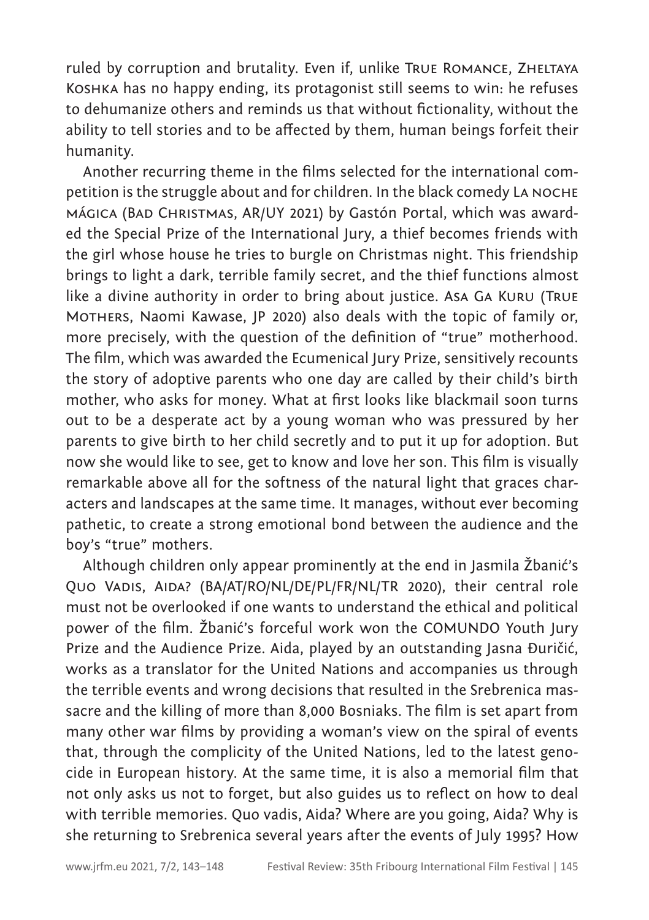ruled by corruption and brutality. Even if, unlike True Romance, Zheltaya Koshka has no happy ending, its protagonist still seems to win: he refuses to dehumanize others and reminds us that without fictionality, without the ability to tell stories and to be affected by them, human beings forfeit their humanity.

Another recurring theme in the films selected for the international competition is the struggle about and for children. In the black comedy La noche mágica (Bad Christmas, AR/UY 2021) by Gastón Portal, which was awarded the Special Prize of the International Jury, a thief becomes friends with the girl whose house he tries to burgle on Christmas night. This friendship brings to light a dark, terrible family secret, and the thief functions almost like a divine authority in order to bring about justice. Asa Ga Kuru (True Mothers, Naomi Kawase, JP 2020) also deals with the topic of family or, more precisely, with the question of the definition of "true" motherhood. The film, which was awarded the Ecumenical Jury Prize, sensitively recounts the story of adoptive parents who one day are called by their child's birth mother, who asks for money. What at first looks like blackmail soon turns out to be a desperate act by a young woman who was pressured by her parents to give birth to her child secretly and to put it up for adoption. But now she would like to see, get to know and love her son. This film is visually remarkable above all for the softness of the natural light that graces characters and landscapes at the same time. It manages, without ever becoming pathetic, to create a strong emotional bond between the audience and the boy's "true" mothers.

Although children only appear prominently at the end in Jasmila Žbanić's Quo Vadis, Aida? (BA/AT/RO/NL/DE/PL/FR/NL/TR 2020), their central role must not be overlooked if one wants to understand the ethical and political power of the film. Žbanić's forceful work won the COMUNDO Youth Jury Prize and the Audience Prize. Aida, played by an outstanding Jasna Đuričić, works as a translator for the United Nations and accompanies us through the terrible events and wrong decisions that resulted in the Srebrenica massacre and the killing of more than 8,000 Bosniaks. The film is set apart from many other war films by providing a woman's view on the spiral of events that, through the complicity of the United Nations, led to the latest genocide in European history. At the same time, it is also a memorial film that not only asks us not to forget, but also guides us to reflect on how to deal with terrible memories. Quo vadis, Aida? Where are you going, Aida? Why is she returning to Srebrenica several years after the events of July 1995? How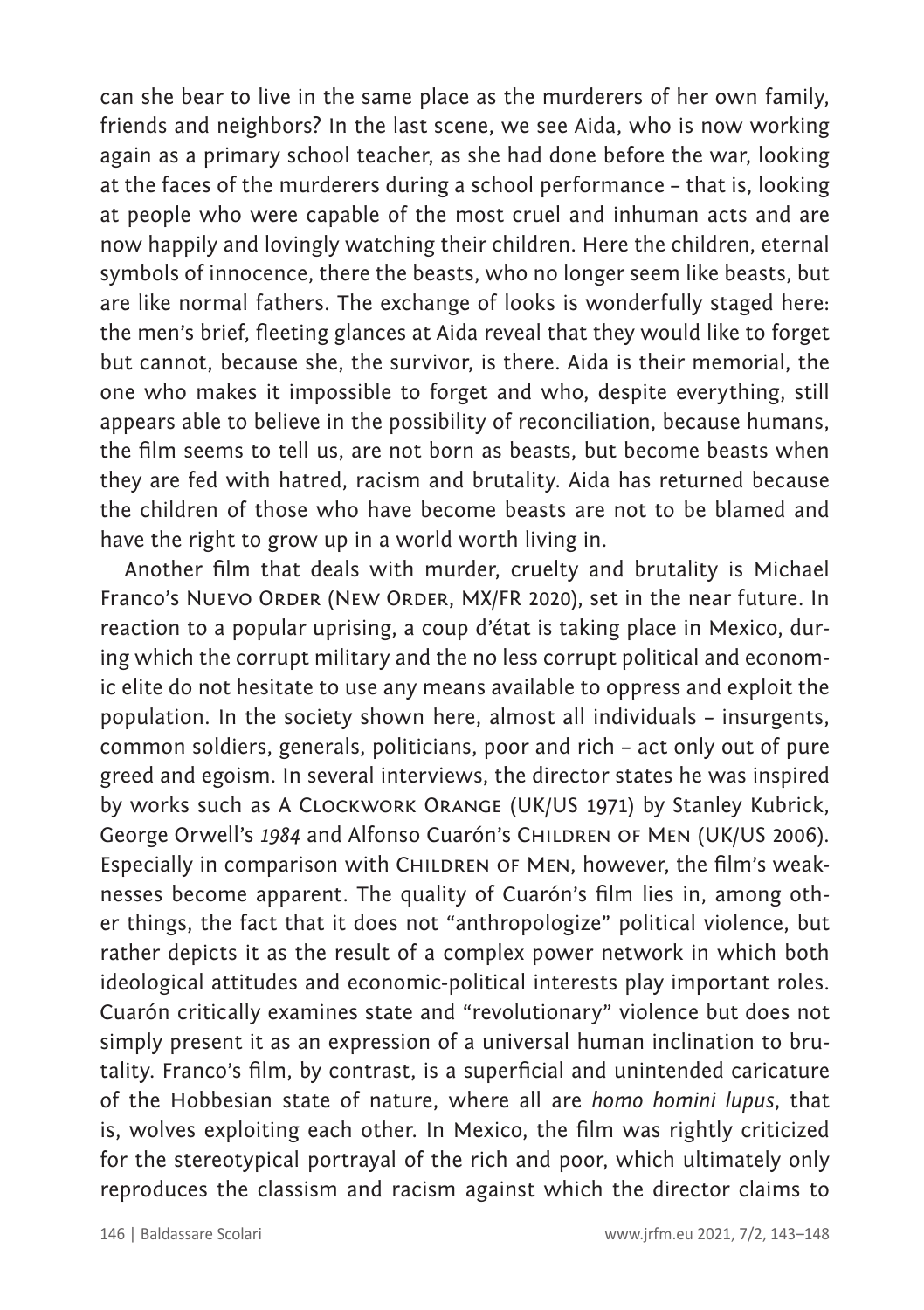can she bear to live in the same place as the murderers of her own family, friends and neighbors? In the last scene, we see Aida, who is now working again as a primary school teacher, as she had done before the war, looking at the faces of the murderers during a school performance – that is, looking at people who were capable of the most cruel and inhuman acts and are now happily and lovingly watching their children. Here the children, eternal symbols of innocence, there the beasts, who no longer seem like beasts, but are like normal fathers. The exchange of looks is wonderfully staged here: the men's brief, fleeting glances at Aida reveal that they would like to forget but cannot, because she, the survivor, is there. Aida is their memorial, the one who makes it impossible to forget and who, despite everything, still appears able to believe in the possibility of reconciliation, because humans, the film seems to tell us, are not born as beasts, but become beasts when they are fed with hatred, racism and brutality. Aida has returned because the children of those who have become beasts are not to be blamed and have the right to grow up in a world worth living in.

Another film that deals with murder, cruelty and brutality is Michael Franco's Nuevo Order (New Order, MX/FR 2020), set in the near future. In reaction to a popular uprising, a coup d'état is taking place in Mexico, during which the corrupt military and the no less corrupt political and economic elite do not hesitate to use any means available to oppress and exploit the population. In the society shown here, almost all individuals – insurgents, common soldiers, generals, politicians, poor and rich – act only out of pure greed and egoism. In several interviews, the director states he was inspired by works such as A Clockwork Orange (UK/US 1971) by Stanley Kubrick, George Orwell's *1984* and Alfonso Cuarón's Children of Men (UK/US 2006). Especially in comparison with Children of Men, however, the film's weaknesses become apparent. The quality of Cuarón's film lies in, among other things, the fact that it does not "anthropologize" political violence, but rather depicts it as the result of a complex power network in which both ideological attitudes and economic-political interests play important roles. Cuarón critically examines state and "revolutionary" violence but does not simply present it as an expression of a universal human inclination to brutality. Franco's film, by contrast, is a superficial and unintended caricature of the Hobbesian state of nature, where all are *homo homini lupus*, that is, wolves exploiting each other. In Mexico, the film was rightly criticized for the stereotypical portrayal of the rich and poor, which ultimately only reproduces the classism and racism against which the director claims to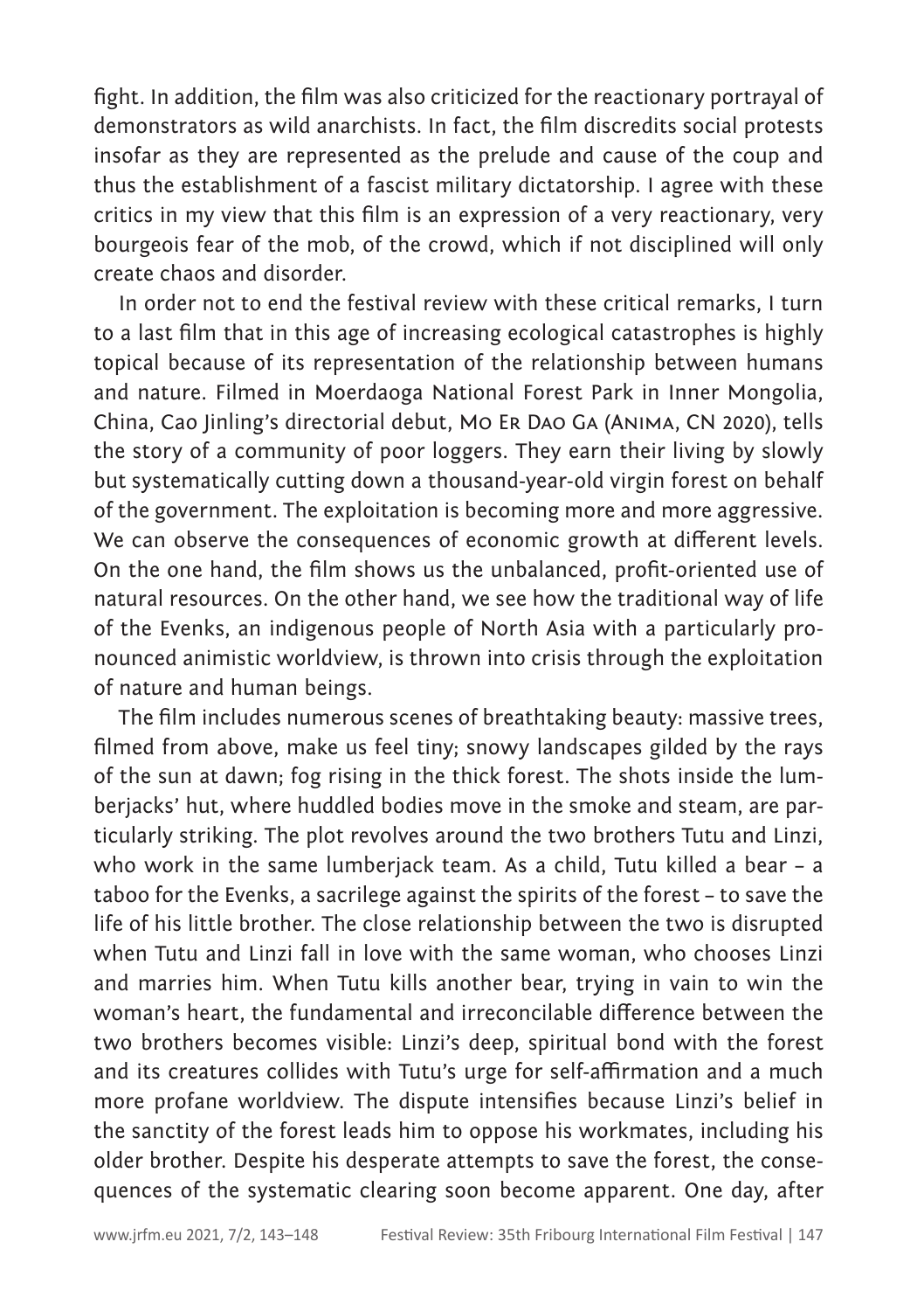fight. In addition, the film was also criticized for the reactionary portrayal of demonstrators as wild anarchists. In fact, the film discredits social protests insofar as they are represented as the prelude and cause of the coup and thus the establishment of a fascist military dictatorship. I agree with these critics in my view that this film is an expression of a very reactionary, very bourgeois fear of the mob, of the crowd, which if not disciplined will only create chaos and disorder.

In order not to end the festival review with these critical remarks, I turn to a last film that in this age of increasing ecological catastrophes is highly topical because of its representation of the relationship between humans and nature. Filmed in Moerdaoga National Forest Park in Inner Mongolia, China, Cao Jinling's directorial debut, Mo Er Dao Ga (Anima, CN 2020), tells the story of a community of poor loggers. They earn their living by slowly but systematically cutting down a thousand-year-old virgin forest on behalf of the government. The exploitation is becoming more and more aggressive. We can observe the consequences of economic growth at different levels. On the one hand, the film shows us the unbalanced, profit-oriented use of natural resources. On the other hand, we see how the traditional way of life of the Evenks, an indigenous people of North Asia with a particularly pronounced animistic worldview, is thrown into crisis through the exploitation of nature and human beings.

The film includes numerous scenes of breathtaking beauty: massive trees, filmed from above, make us feel tiny; snowy landscapes gilded by the rays of the sun at dawn; fog rising in the thick forest. The shots inside the lumberjacks' hut, where huddled bodies move in the smoke and steam, are particularly striking. The plot revolves around the two brothers Tutu and Linzi, who work in the same lumberjack team. As a child, Tutu killed a bear – a taboo for the Evenks, a sacrilege against the spirits of the forest – to save the life of his little brother. The close relationship between the two is disrupted when Tutu and Linzi fall in love with the same woman, who chooses Linzi and marries him. When Tutu kills another bear, trying in vain to win the woman's heart, the fundamental and irreconcilable difference between the two brothers becomes visible: Linzi's deep, spiritual bond with the forest and its creatures collides with Tutu's urge for self-affirmation and a much more profane worldview. The dispute intensifies because Linzi's belief in the sanctity of the forest leads him to oppose his workmates, including his older brother. Despite his desperate attempts to save the forest, the consequences of the systematic clearing soon become apparent. One day, after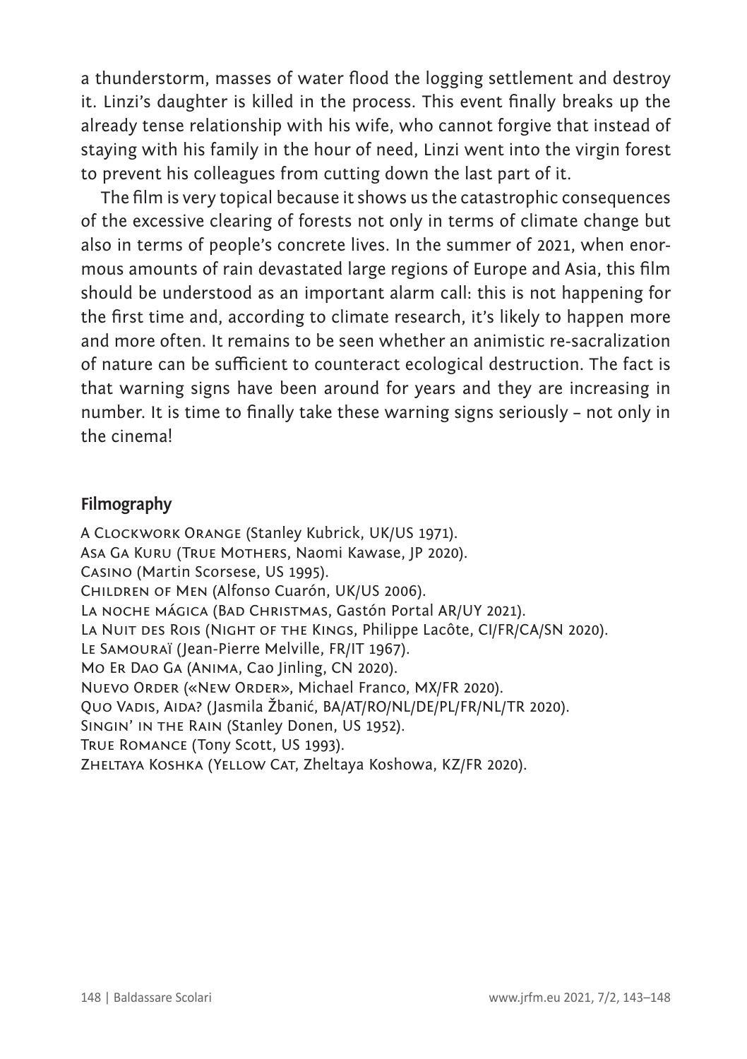a thunderstorm, masses of water flood the logging settlement and destroy it. Linzi's daughter is killed in the process. This event finally breaks up the already tense relationship with his wife, who cannot forgive that instead of staying with his family in the hour of need, Linzi went into the virgin forest to prevent his colleagues from cutting down the last part of it.

The film is very topical because it shows us the catastrophic consequences of the excessive clearing of forests not only in terms of climate change but also in terms of people's concrete lives. In the summer of 2021, when enormous amounts of rain devastated large regions of Europe and Asia, this film should be understood as an important alarm call: this is not happening for the first time and, according to climate research, it's likely to happen more and more often. It remains to be seen whether an animistic re-sacralization of nature can be sufficient to counteract ecological destruction. The fact is that warning signs have been around for years and they are increasing in number. It is time to finally take these warning signs seriously – not only in the cinema!

## Filmography

A Clockwork Orange (Stanley Kubrick, UK/US 1971).
Asa Ga Kuru (True Mothers, Naomi Kawase, JP 2020).
Casino (Martin Scorsese, US 1995).
Children of Men (Alfonso Cuarón, UK/US 2006).
La noche mágica (Bad Christmas, Gastón Portal AR/UY 2021).
La Nuit des Rois (Night of the Kings, Philippe Lacôte, CI/FR/CA/SN 2020).
Le Samouraï (Jean-Pierre Melville, FR/IT 1967).
Mo Er Dao Ga (Anima, Cao Jinling, CN 2020).
Nuevo Order («New Order», Michael Franco, MX/FR 2020).
Quo Vadis, Aida? (Jasmila Žbanić, BA/AT/RO/NL/DE/PL/FR/NL/TR 2020).
Singin' in the Rain (Stanley Donen, US 1952).
True Romance (Tony Scott, US 1993).
Zheltaya Koshka (Yellow Cat, Zheltaya Koshowa, KZ/FR 2020).